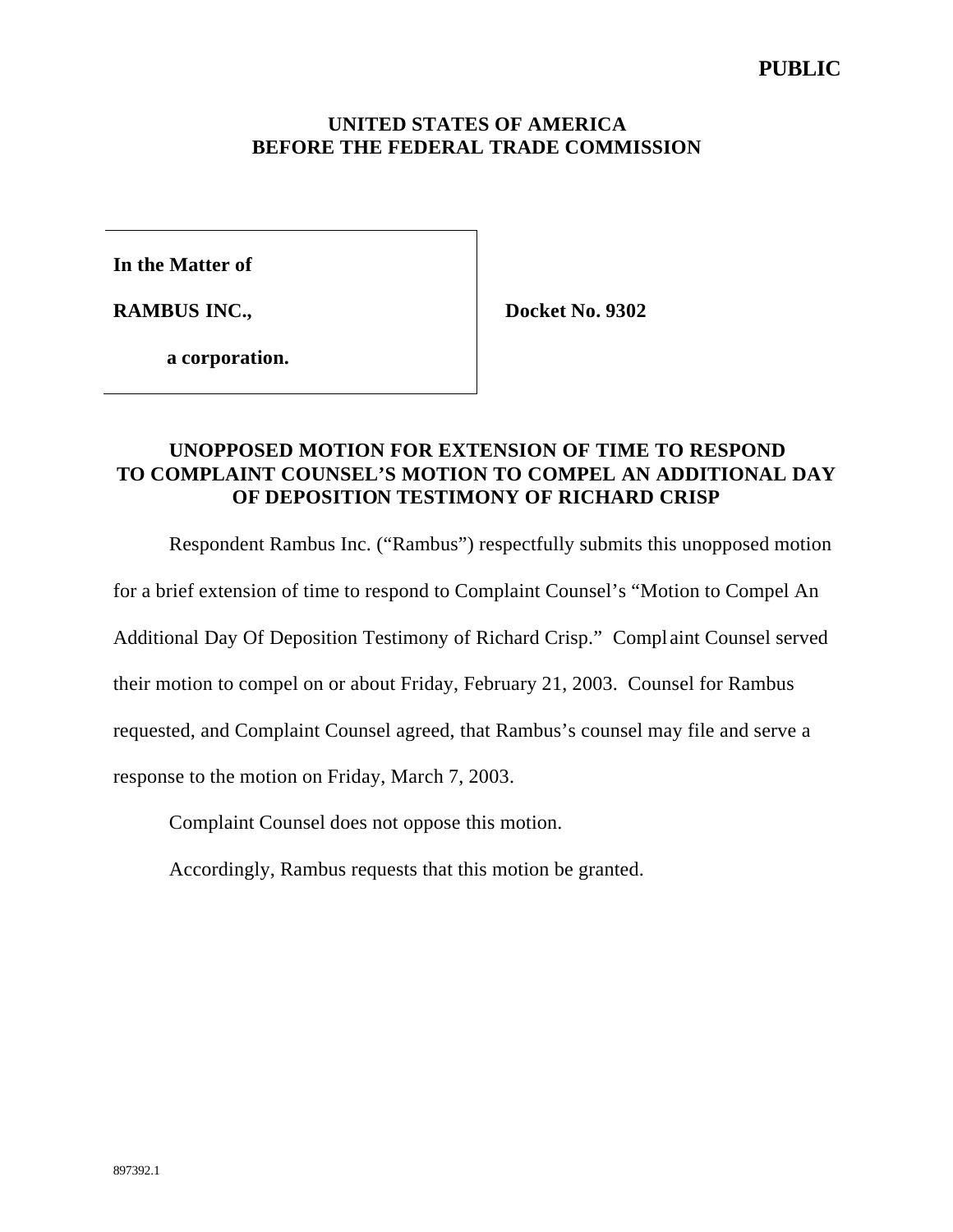**PUBLIC**

**UNITED STATES OF AMERICA**
**BEFORE THE FEDERAL TRADE COMMISSION**

| | |
|---|---|
| **In the Matter of** **RAMBUS INC.,** **a corporation.** | **Docket No. 9302** |

## UNOPPOSED MOTION FOR EXTENSION OF TIME TO RESPOND TO COMPLAINT COUNSEL'S MOTION TO COMPEL AN ADDITIONAL DAY OF DEPOSITION TESTIMONY OF RICHARD CRISP

Respondent Rambus Inc. ("Rambus") respectfully submits this unopposed motion for a brief extension of time to respond to Complaint Counsel's "Motion to Compel An Additional Day Of Deposition Testimony of Richard Crisp." Complaint Counsel served their motion to compel on or about Friday, February 21, 2003. Counsel for Rambus requested, and Complaint Counsel agreed, that Rambus's counsel may file and serve a response to the motion on Friday, March 7, 2003.

Complaint Counsel does not oppose this motion.

Accordingly, Rambus requests that this motion be granted.

897392.1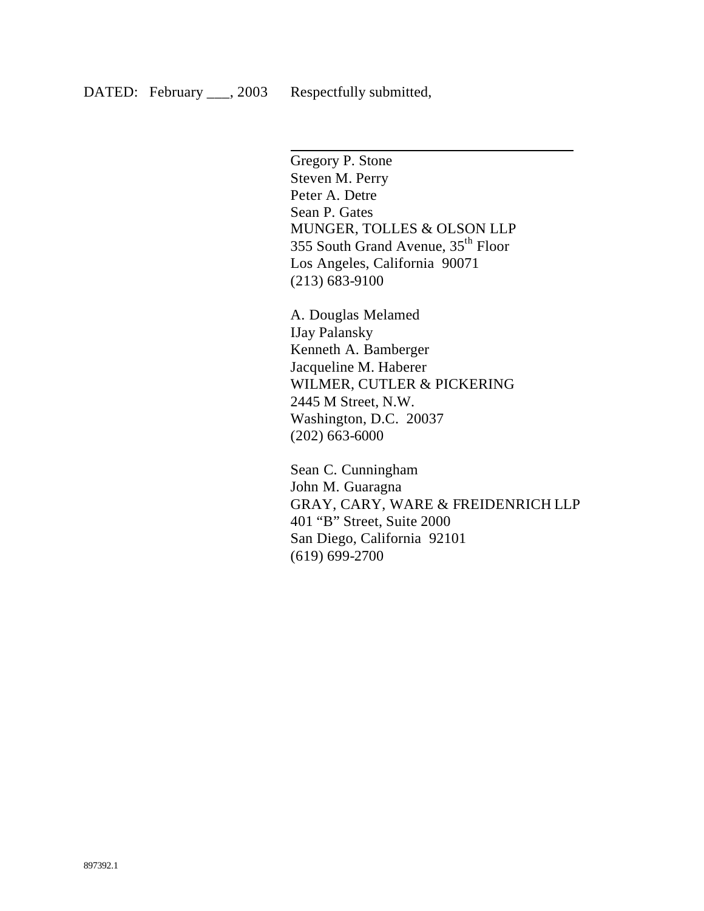DATED: February ___, 2003 Respectfully submitted,

\_\_\_\_\_\_\_\_\_\_\_\_\_\_\_\_\_\_\_\_\_\_\_\_\_\_\_\_\_\_\_\_\_\_\_\_\_\_\_\_

Gregory P. Stone
Steven M. Perry
Peter A. Detre
Sean P. Gates
MUNGER, TOLLES & OLSON LLP
355 South Grand Avenue, 35th Floor
Los Angeles, California 90071
(213) 683-9100

A. Douglas Melamed
IJay Palansky
Kenneth A. Bamberger
Jacqueline M. Haberer
WILMER, CUTLER & PICKERING
2445 M Street, N.W.
Washington, D.C. 20037
(202) 663-6000

Sean C. Cunningham
John M. Guaragna
GRAY, CARY, WARE & FREIDENRICH LLP
401 "B" Street, Suite 2000
San Diego, California 92101
(619) 699-2700

897392.1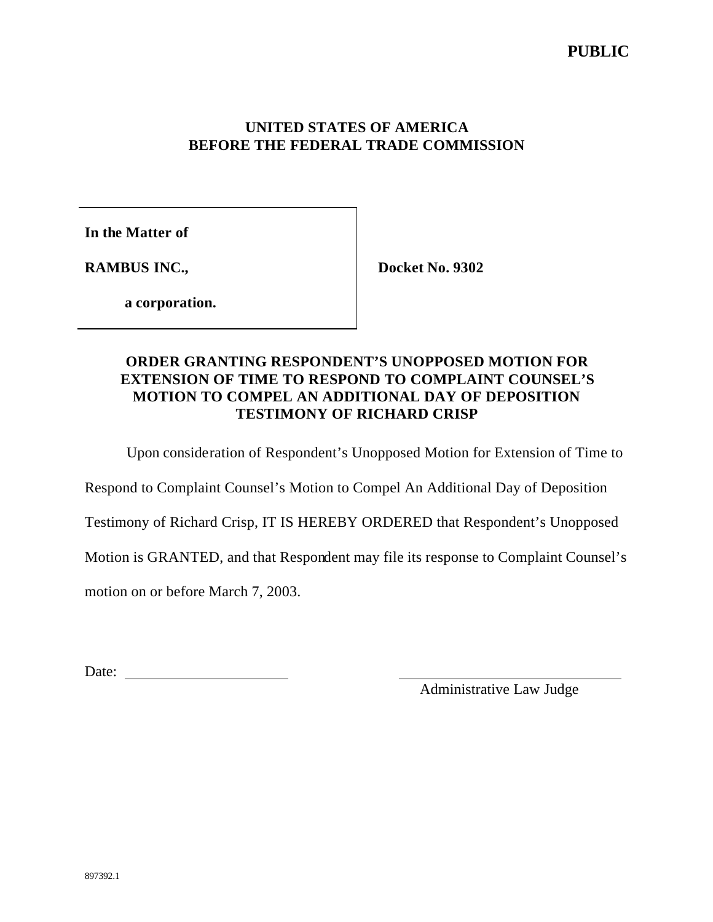**PUBLIC**

**UNITED STATES OF AMERICA**
**BEFORE THE FEDERAL TRADE COMMISSION**

| | |
|---|---|
| **In the Matter of** | |
| **RAMBUS INC.,** | **Docket No. 9302** |
| **a corporation.** | |

## ORDER GRANTING RESPONDENT'S UNOPPOSED MOTION FOR EXTENSION OF TIME TO RESPOND TO COMPLAINT COUNSEL'S MOTION TO COMPEL AN ADDITIONAL DAY OF DEPOSITION TESTIMONY OF RICHARD CRISP

Upon consideration of Respondent's Unopposed Motion for Extension of Time to Respond to Complaint Counsel's Motion to Compel An Additional Day of Deposition Testimony of Richard Crisp, IT IS HEREBY ORDERED that Respondent's Unopposed Motion is GRANTED, and that Respondent may file its response to Complaint Counsel's motion on or before March 7, 2003.

Date: ____________________

____________________________
Administrative Law Judge

897392.1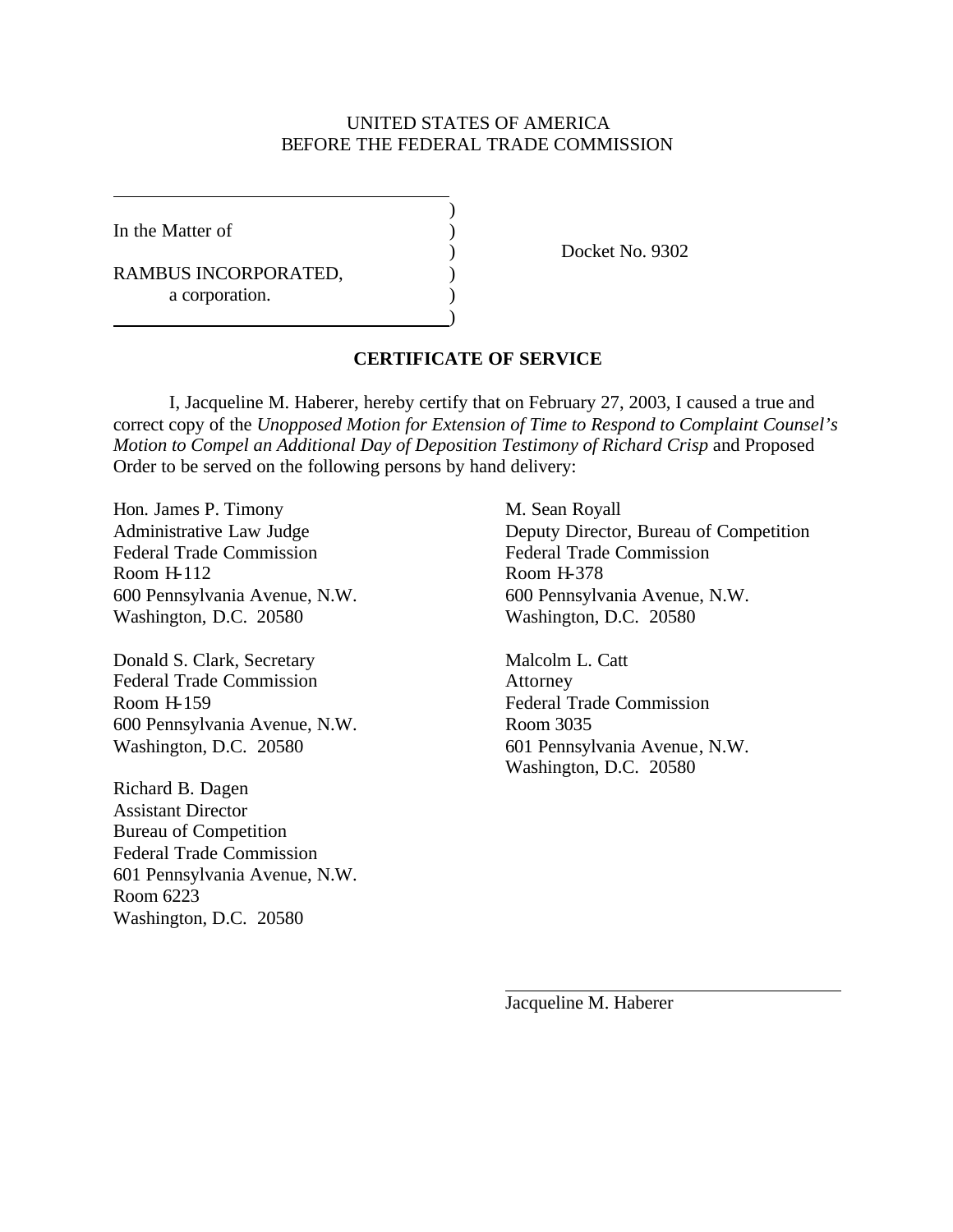UNITED STATES OF AMERICA
BEFORE THE FEDERAL TRADE COMMISSION

| | | |
|---|---|---|
| In the Matter of | ) | Docket No. 9302 |
| RAMBUS INCORPORATED, a corporation. | ) | |

## CERTIFICATE OF SERVICE

I, Jacqueline M. Haberer, hereby certify that on February 27, 2003, I caused a true and correct copy of the *Unopposed Motion for Extension of Time to Respond to Complaint Counsel's Motion to Compel an Additional Day of Deposition Testimony of Richard Crisp* and Proposed Order to be served on the following persons by hand delivery:

Hon. James P. Timony
Administrative Law Judge
Federal Trade Commission
Room H-112
600 Pennsylvania Avenue, N.W.
Washington, D.C. 20580

Donald S. Clark, Secretary
Federal Trade Commission
Room H-159
600 Pennsylvania Avenue, N.W.
Washington, D.C. 20580

Richard B. Dagen
Assistant Director
Bureau of Competition
Federal Trade Commission
601 Pennsylvania Avenue, N.W.
Room 6223
Washington, D.C. 20580

M. Sean Royall
Deputy Director, Bureau of Competition
Federal Trade Commission
Room H-378
600 Pennsylvania Avenue, N.W.
Washington, D.C. 20580

Malcolm L. Catt
Attorney
Federal Trade Commission
Room 3035
601 Pennsylvania Avenue, N.W.
Washington, D.C. 20580

Jacqueline M. Haberer